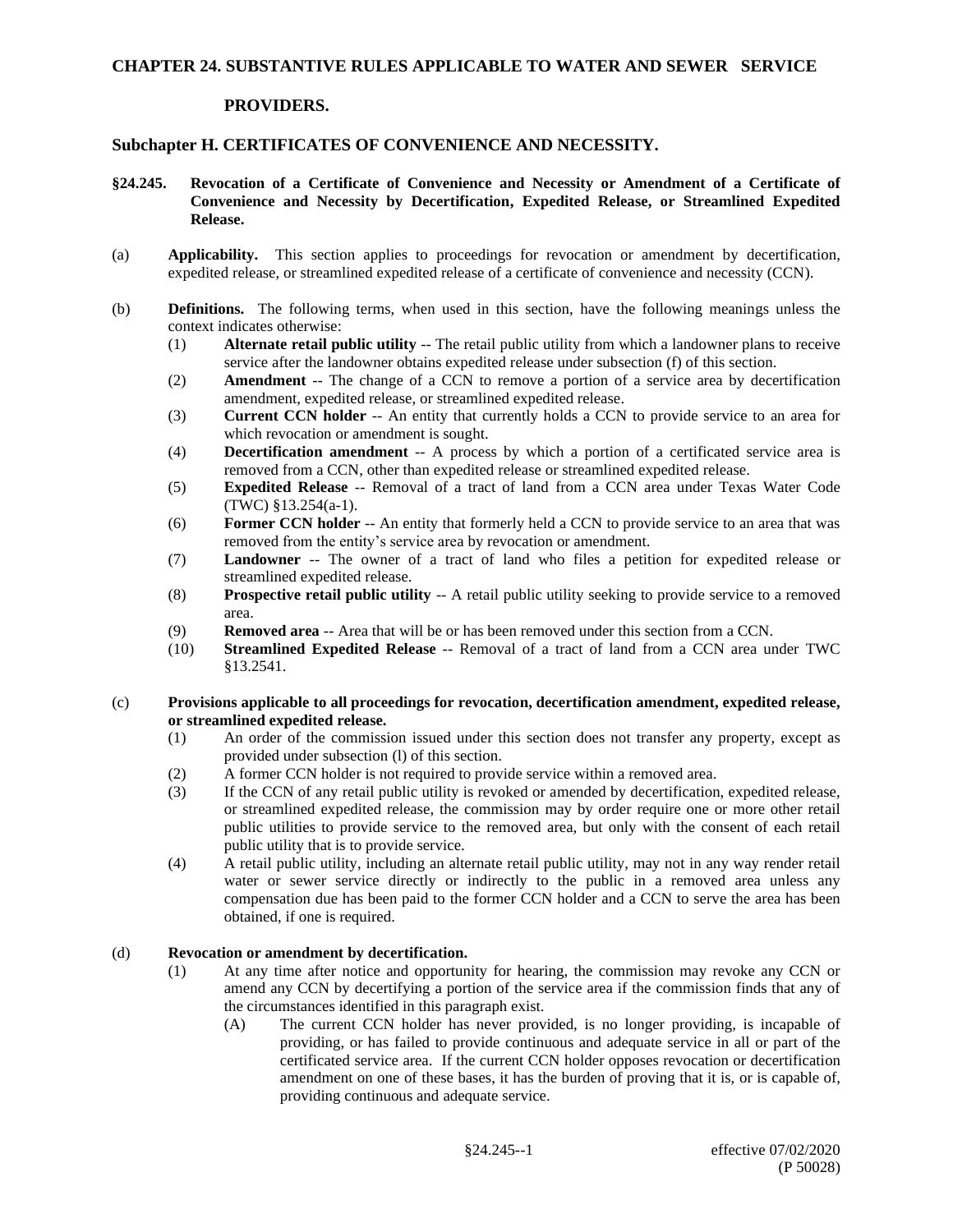# CHAPTER 24. SUBSTANTIVE RULES APPLICABLE TO WATER AND SEWER SERVICE PROVIDERS.

## Subchapter H. CERTIFICATES OF CONVENIENCE AND NECESSITY.

### §24.245. Revocation of a Certificate of Convenience and Necessity or Amendment of a Certificate of Convenience and Necessity by Decertification, Expedited Release, or Streamlined Expedited Release.

(a) **Applicability.** This section applies to proceedings for revocation or amendment by decertification, expedited release, or streamlined expedited release of a certificate of convenience and necessity (CCN).

(b) **Definitions.** The following terms, when used in this section, have the following meanings unless the context indicates otherwise:

(1) **Alternate retail public utility** -- The retail public utility from which a landowner plans to receive service after the landowner obtains expedited release under subsection (f) of this section.

(2) **Amendment** -- The change of a CCN to remove a portion of a service area by decertification amendment, expedited release, or streamlined expedited release.

(3) **Current CCN holder** -- An entity that currently holds a CCN to provide service to an area for which revocation or amendment is sought.

(4) **Decertification amendment** -- A process by which a portion of a certificated service area is removed from a CCN, other than expedited release or streamlined expedited release.

(5) **Expedited Release** -- Removal of a tract of land from a CCN area under Texas Water Code (TWC) §13.254(a-1).

(6) **Former CCN holder** -- An entity that formerly held a CCN to provide service to an area that was removed from the entity's service area by revocation or amendment.

(7) **Landowner** -- The owner of a tract of land who files a petition for expedited release or streamlined expedited release.

(8) **Prospective retail public utility** -- A retail public utility seeking to provide service to a removed area.

(9) **Removed area** -- Area that will be or has been removed under this section from a CCN.

(10) **Streamlined Expedited Release** -- Removal of a tract of land from a CCN area under TWC §13.2541.

(c) **Provisions applicable to all proceedings for revocation, decertification amendment, expedited release, or streamlined expedited release.**

(1) An order of the commission issued under this section does not transfer any property, except as provided under subsection (l) of this section.

(2) A former CCN holder is not required to provide service within a removed area.

(3) If the CCN of any retail public utility is revoked or amended by decertification, expedited release, or streamlined expedited release, the commission may by order require one or more other retail public utilities to provide service to the removed area, but only with the consent of each retail public utility that is to provide service.

(4) A retail public utility, including an alternate retail public utility, may not in any way render retail water or sewer service directly or indirectly to the public in a removed area unless any compensation due has been paid to the former CCN holder and a CCN to serve the area has been obtained, if one is required.

(d) **Revocation or amendment by decertification.**

(1) At any time after notice and opportunity for hearing, the commission may revoke any CCN or amend any CCN by decertifying a portion of the service area if the commission finds that any of the circumstances identified in this paragraph exist.

(A) The current CCN holder has never provided, is no longer providing, is incapable of providing, or has failed to provide continuous and adequate service in all or part of the certificated service area. If the current CCN holder opposes revocation or decertification amendment on one of these bases, it has the burden of proving that it is, or is capable of, providing continuous and adequate service.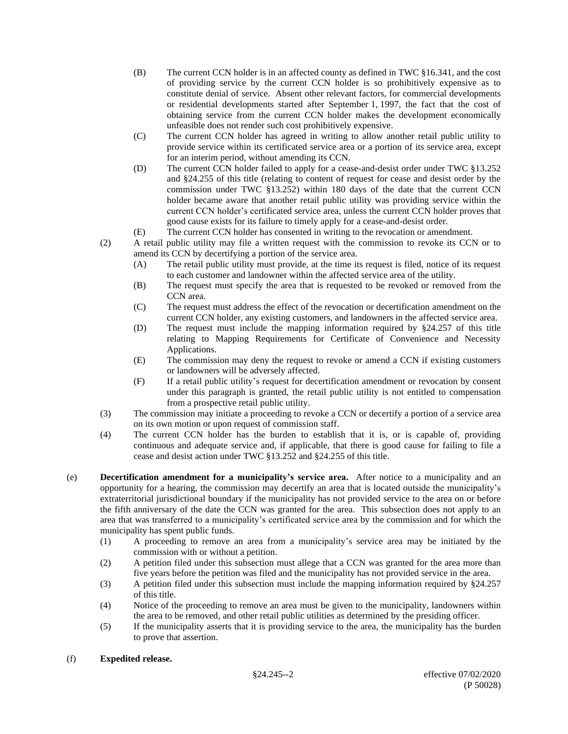(B) The current CCN holder is in an affected county as defined in TWC §16.341, and the cost of providing service by the current CCN holder is so prohibitively expensive as to constitute denial of service. Absent other relevant factors, for commercial developments or residential developments started after September 1, 1997, the fact that the cost of obtaining service from the current CCN holder makes the development economically unfeasible does not render such cost prohibitively expensive.

(C) The current CCN holder has agreed in writing to allow another retail public utility to provide service within its certificated service area or a portion of its service area, except for an interim period, without amending its CCN.

(D) The current CCN holder failed to apply for a cease-and-desist order under TWC §13.252 and §24.255 of this title (relating to content of request for cease and desist order by the commission under TWC §13.252) within 180 days of the date that the current CCN holder became aware that another retail public utility was providing service within the current CCN holder's certificated service area, unless the current CCN holder proves that good cause exists for its failure to timely apply for a cease-and-desist order.

(E) The current CCN holder has consented in writing to the revocation or amendment.

(2) A retail public utility may file a written request with the commission to revoke its CCN or to amend its CCN by decertifying a portion of the service area.

(A) The retail public utility must provide, at the time its request is filed, notice of its request to each customer and landowner within the affected service area of the utility.

(B) The request must specify the area that is requested to be revoked or removed from the CCN area.

(C) The request must address the effect of the revocation or decertification amendment on the current CCN holder, any existing customers, and landowners in the affected service area.

(D) The request must include the mapping information required by §24.257 of this title relating to Mapping Requirements for Certificate of Convenience and Necessity Applications.

(E) The commission may deny the request to revoke or amend a CCN if existing customers or landowners will be adversely affected.

(F) If a retail public utility's request for decertification amendment or revocation by consent under this paragraph is granted, the retail public utility is not entitled to compensation from a prospective retail public utility.

(3) The commission may initiate a proceeding to revoke a CCN or decertify a portion of a service area on its own motion or upon request of commission staff.

(4) The current CCN holder has the burden to establish that it is, or is capable of, providing continuous and adequate service and, if applicable, that there is good cause for failing to file a cease and desist action under TWC §13.252 and §24.255 of this title.

(e) **Decertification amendment for a municipality's service area.** After notice to a municipality and an opportunity for a hearing, the commission may decertify an area that is located outside the municipality's extraterritorial jurisdictional boundary if the municipality has not provided service to the area on or before the fifth anniversary of the date the CCN was granted for the area. This subsection does not apply to an area that was transferred to a municipality's certificated service area by the commission and for which the municipality has spent public funds.

(1) A proceeding to remove an area from a municipality's service area may be initiated by the commission with or without a petition.

(2) A petition filed under this subsection must allege that a CCN was granted for the area more than five years before the petition was filed and the municipality has not provided service in the area.

(3) A petition filed under this subsection must include the mapping information required by §24.257 of this title.

(4) Notice of the proceeding to remove an area must be given to the municipality, landowners within the area to be removed, and other retail public utilities as determined by the presiding officer.

(5) If the municipality asserts that it is providing service to the area, the municipality has the burden to prove that assertion.

(f) **Expedited release.**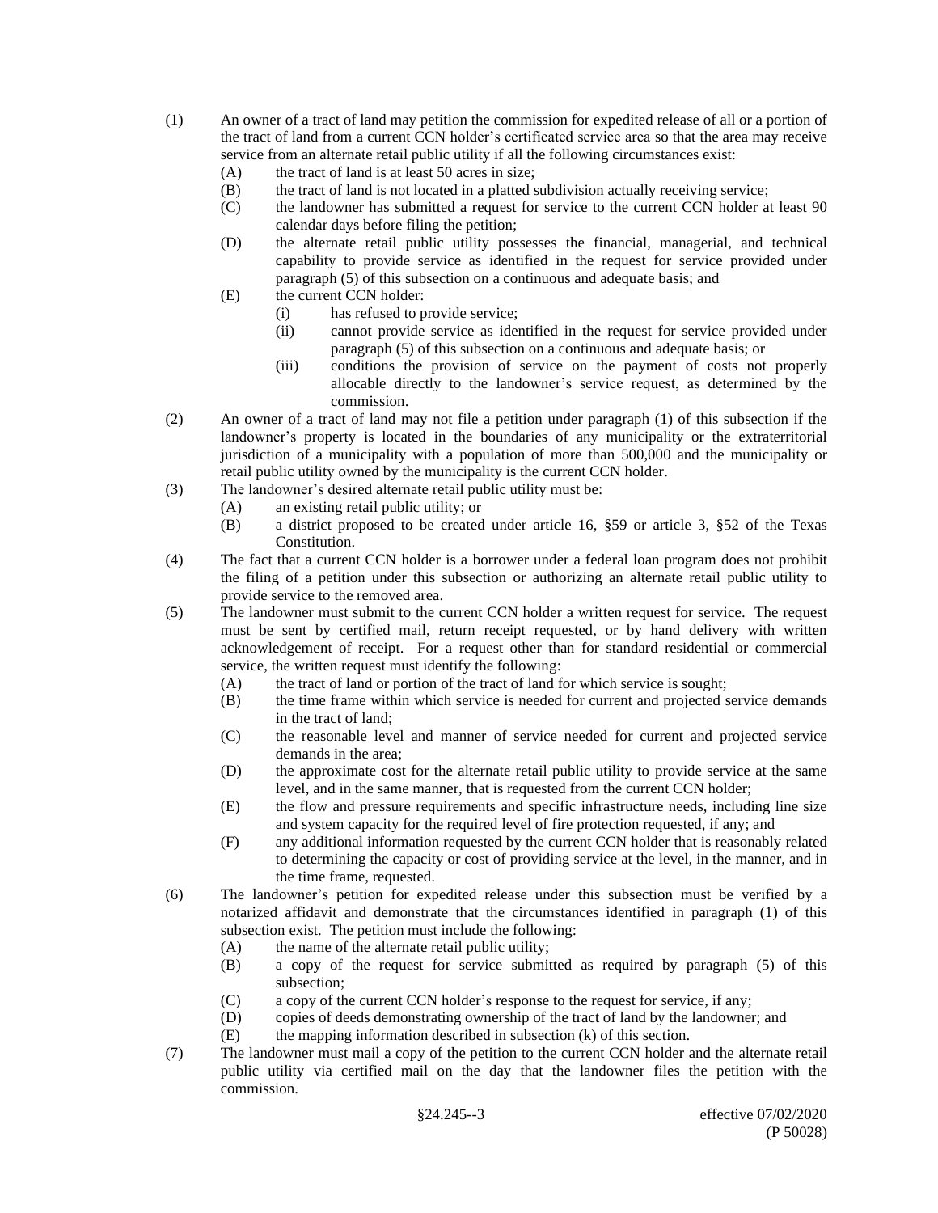(1) An owner of a tract of land may petition the commission for expedited release of all or a portion of the tract of land from a current CCN holder's certificated service area so that the area may receive service from an alternate retail public utility if all the following circumstances exist:

- (A) the tract of land is at least 50 acres in size;
- (B) the tract of land is not located in a platted subdivision actually receiving service;
- (C) the landowner has submitted a request for service to the current CCN holder at least 90 calendar days before filing the petition;
- (D) the alternate retail public utility possesses the financial, managerial, and technical capability to provide service as identified in the request for service provided under paragraph (5) of this subsection on a continuous and adequate basis; and
- (E) the current CCN holder:
  - (i) has refused to provide service;
  - (ii) cannot provide service as identified in the request for service provided under paragraph (5) of this subsection on a continuous and adequate basis; or
  - (iii) conditions the provision of service on the payment of costs not properly allocable directly to the landowner's service request, as determined by the commission.

(2) An owner of a tract of land may not file a petition under paragraph (1) of this subsection if the landowner's property is located in the boundaries of any municipality or the extraterritorial jurisdiction of a municipality with a population of more than 500,000 and the municipality or retail public utility owned by the municipality is the current CCN holder.

(3) The landowner's desired alternate retail public utility must be:

- (A) an existing retail public utility; or
- (B) a district proposed to be created under article 16, §59 or article 3, §52 of the Texas Constitution.

(4) The fact that a current CCN holder is a borrower under a federal loan program does not prohibit the filing of a petition under this subsection or authorizing an alternate retail public utility to provide service to the removed area.

(5) The landowner must submit to the current CCN holder a written request for service. The request must be sent by certified mail, return receipt requested, or by hand delivery with written acknowledgement of receipt. For a request other than for standard residential or commercial service, the written request must identify the following:

- (A) the tract of land or portion of the tract of land for which service is sought;
- (B) the time frame within which service is needed for current and projected service demands in the tract of land;
- (C) the reasonable level and manner of service needed for current and projected service demands in the area;
- (D) the approximate cost for the alternate retail public utility to provide service at the same level, and in the same manner, that is requested from the current CCN holder;
- (E) the flow and pressure requirements and specific infrastructure needs, including line size and system capacity for the required level of fire protection requested, if any; and
- (F) any additional information requested by the current CCN holder that is reasonably related to determining the capacity or cost of providing service at the level, in the manner, and in the time frame, requested.

(6) The landowner's petition for expedited release under this subsection must be verified by a notarized affidavit and demonstrate that the circumstances identified in paragraph (1) of this subsection exist. The petition must include the following:

- (A) the name of the alternate retail public utility;
- (B) a copy of the request for service submitted as required by paragraph (5) of this subsection;
- (C) a copy of the current CCN holder's response to the request for service, if any;
- (D) copies of deeds demonstrating ownership of the tract of land by the landowner; and
- (E) the mapping information described in subsection (k) of this section.

(7) The landowner must mail a copy of the petition to the current CCN holder and the alternate retail public utility via certified mail on the day that the landowner files the petition with the commission.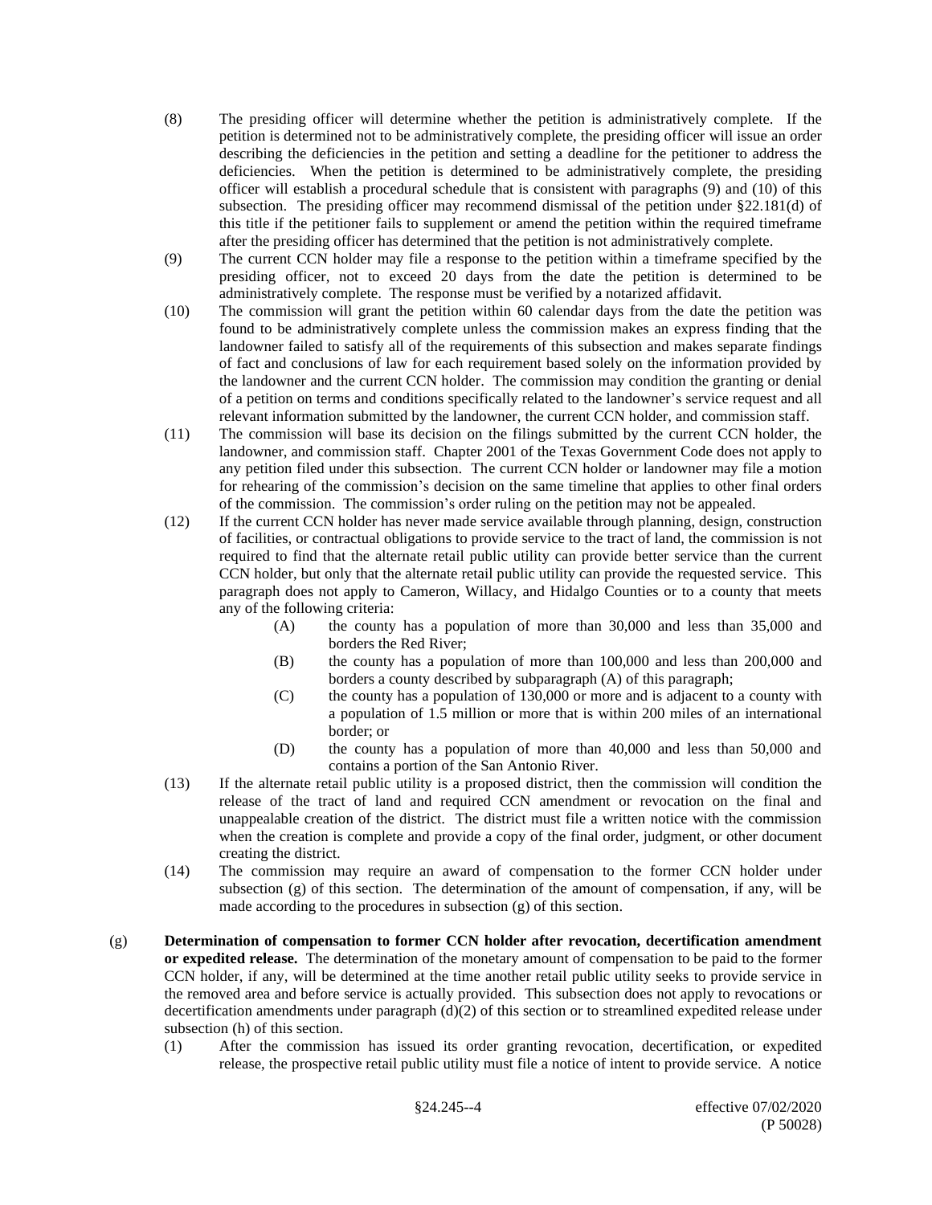(8) The presiding officer will determine whether the petition is administratively complete. If the petition is determined not to be administratively complete, the presiding officer will issue an order describing the deficiencies in the petition and setting a deadline for the petitioner to address the deficiencies. When the petition is determined to be administratively complete, the presiding officer will establish a procedural schedule that is consistent with paragraphs (9) and (10) of this subsection. The presiding officer may recommend dismissal of the petition under §22.181(d) of this title if the petitioner fails to supplement or amend the petition within the required timeframe after the presiding officer has determined that the petition is not administratively complete.

(9) The current CCN holder may file a response to the petition within a timeframe specified by the presiding officer, not to exceed 20 days from the date the petition is determined to be administratively complete. The response must be verified by a notarized affidavit.

(10) The commission will grant the petition within 60 calendar days from the date the petition was found to be administratively complete unless the commission makes an express finding that the landowner failed to satisfy all of the requirements of this subsection and makes separate findings of fact and conclusions of law for each requirement based solely on the information provided by the landowner and the current CCN holder. The commission may condition the granting or denial of a petition on terms and conditions specifically related to the landowner's service request and all relevant information submitted by the landowner, the current CCN holder, and commission staff.

(11) The commission will base its decision on the filings submitted by the current CCN holder, the landowner, and commission staff. Chapter 2001 of the Texas Government Code does not apply to any petition filed under this subsection. The current CCN holder or landowner may file a motion for rehearing of the commission's decision on the same timeline that applies to other final orders of the commission. The commission's order ruling on the petition may not be appealed.

(12) If the current CCN holder has never made service available through planning, design, construction of facilities, or contractual obligations to provide service to the tract of land, the commission is not required to find that the alternate retail public utility can provide better service than the current CCN holder, but only that the alternate retail public utility can provide the requested service. This paragraph does not apply to Cameron, Willacy, and Hidalgo Counties or to a county that meets any of the following criteria:

   (A) the county has a population of more than 30,000 and less than 35,000 and borders the Red River;

   (B) the county has a population of more than 100,000 and less than 200,000 and borders a county described by subparagraph (A) of this paragraph;

   (C) the county has a population of 130,000 or more and is adjacent to a county with a population of 1.5 million or more that is within 200 miles of an international border; or

   (D) the county has a population of more than 40,000 and less than 50,000 and contains a portion of the San Antonio River.

(13) If the alternate retail public utility is a proposed district, then the commission will condition the release of the tract of land and required CCN amendment or revocation on the final and unappealable creation of the district. The district must file a written notice with the commission when the creation is complete and provide a copy of the final order, judgment, or other document creating the district.

(14) The commission may require an award of compensation to the former CCN holder under subsection (g) of this section. The determination of the amount of compensation, if any, will be made according to the procedures in subsection (g) of this section.

(g) **Determination of compensation to former CCN holder after revocation, decertification amendment or expedited release.** The determination of the monetary amount of compensation to be paid to the former CCN holder, if any, will be determined at the time another retail public utility seeks to provide service in the removed area and before service is actually provided. This subsection does not apply to revocations or decertification amendments under paragraph (d)(2) of this section or to streamlined expedited release under subsection (h) of this section.

(1) After the commission has issued its order granting revocation, decertification, or expedited release, the prospective retail public utility must file a notice of intent to provide service. A notice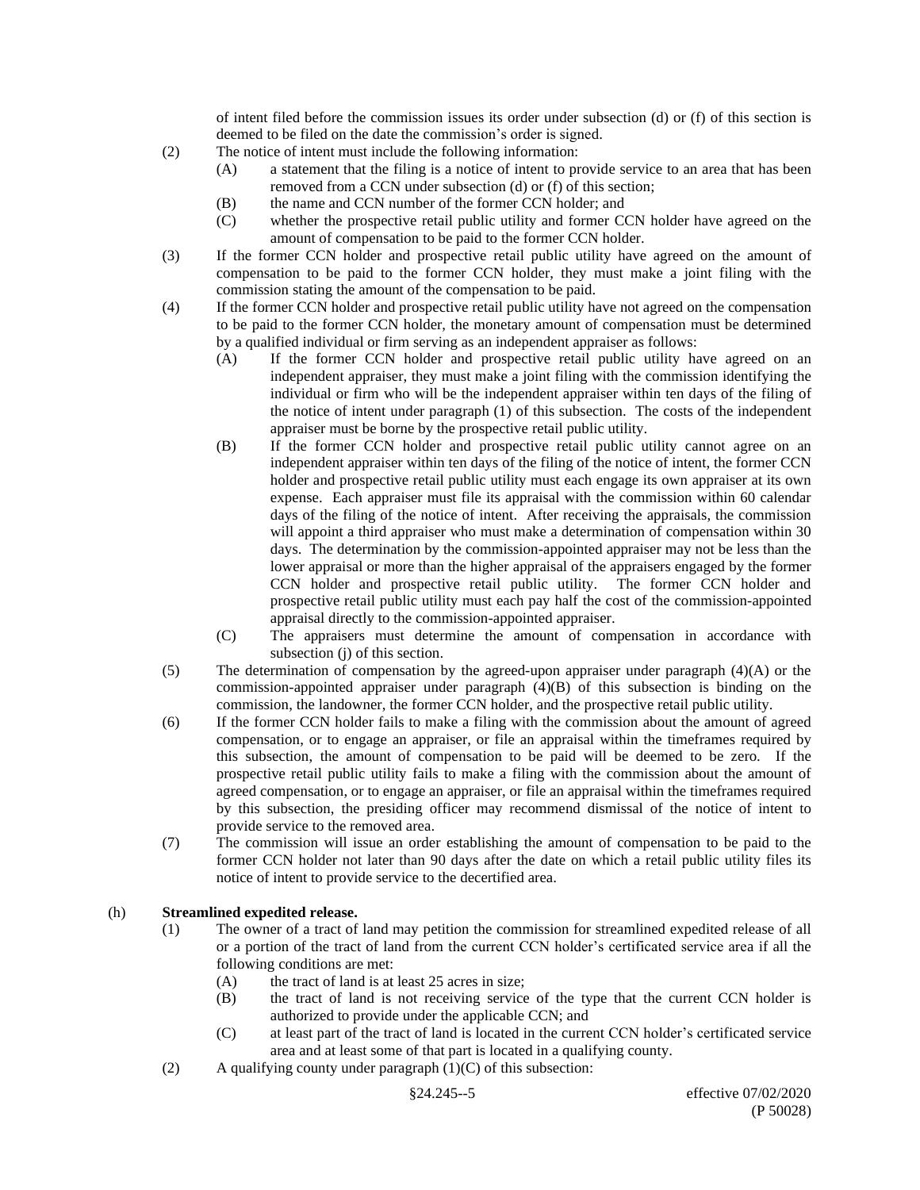of intent filed before the commission issues its order under subsection (d) or (f) of this section is deemed to be filed on the date the commission's order is signed.

(2) The notice of intent must include the following information:

   (A) a statement that the filing is a notice of intent to provide service to an area that has been removed from a CCN under subsection (d) or (f) of this section;

   (B) the name and CCN number of the former CCN holder; and

   (C) whether the prospective retail public utility and former CCN holder have agreed on the amount of compensation to be paid to the former CCN holder.

(3) If the former CCN holder and prospective retail public utility have agreed on the amount of compensation to be paid to the former CCN holder, they must make a joint filing with the commission stating the amount of the compensation to be paid.

(4) If the former CCN holder and prospective retail public utility have not agreed on the compensation to be paid to the former CCN holder, the monetary amount of compensation must be determined by a qualified individual or firm serving as an independent appraiser as follows:

   (A) If the former CCN holder and prospective retail public utility have agreed on an independent appraiser, they must make a joint filing with the commission identifying the individual or firm who will be the independent appraiser within ten days of the filing of the notice of intent under paragraph (1) of this subsection. The costs of the independent appraiser must be borne by the prospective retail public utility.

   (B) If the former CCN holder and prospective retail public utility cannot agree on an independent appraiser within ten days of the filing of the notice of intent, the former CCN holder and prospective retail public utility must each engage its own appraiser at its own expense. Each appraiser must file its appraisal with the commission within 60 calendar days of the filing of the notice of intent. After receiving the appraisals, the commission will appoint a third appraiser who must make a determination of compensation within 30 days. The determination by the commission-appointed appraiser may not be less than the lower appraisal or more than the higher appraisal of the appraisers engaged by the former CCN holder and prospective retail public utility. The former CCN holder and prospective retail public utility must each pay half the cost of the commission-appointed appraisal directly to the commission-appointed appraiser.

   (C) The appraisers must determine the amount of compensation in accordance with subsection (j) of this section.

(5) The determination of compensation by the agreed-upon appraiser under paragraph (4)(A) or the commission-appointed appraiser under paragraph (4)(B) of this subsection is binding on the commission, the landowner, the former CCN holder, and the prospective retail public utility.

(6) If the former CCN holder fails to make a filing with the commission about the amount of agreed compensation, or to engage an appraiser, or file an appraisal within the timeframes required by this subsection, the amount of compensation to be paid will be deemed to be zero. If the prospective retail public utility fails to make a filing with the commission about the amount of agreed compensation, or to engage an appraiser, or file an appraisal within the timeframes required by this subsection, the presiding officer may recommend dismissal of the notice of intent to provide service to the removed area.

(7) The commission will issue an order establishing the amount of compensation to be paid to the former CCN holder not later than 90 days after the date on which a retail public utility files its notice of intent to provide service to the decertified area.

(h) **Streamlined expedited release.**

(1) The owner of a tract of land may petition the commission for streamlined expedited release of all or a portion of the tract of land from the current CCN holder's certificated service area if all the following conditions are met:

   (A) the tract of land is at least 25 acres in size;

   (B) the tract of land is not receiving service of the type that the current CCN holder is authorized to provide under the applicable CCN; and

   (C) at least part of the tract of land is located in the current CCN holder's certificated service area and at least some of that part is located in a qualifying county.

(2) A qualifying county under paragraph (1)(C) of this subsection: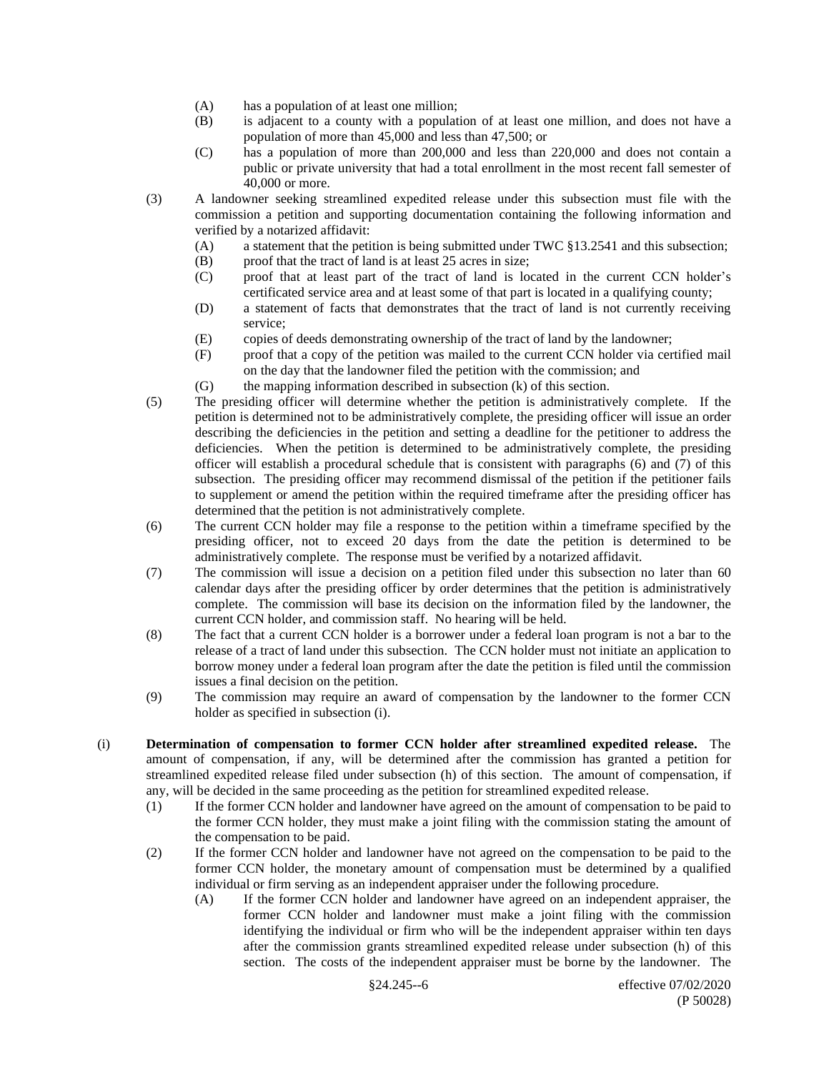(A) has a population of at least one million;

(B) is adjacent to a county with a population of at least one million, and does not have a population of more than 45,000 and less than 47,500; or

(C) has a population of more than 200,000 and less than 220,000 and does not contain a public or private university that had a total enrollment in the most recent fall semester of 40,000 or more.

(3) A landowner seeking streamlined expedited release under this subsection must file with the commission a petition and supporting documentation containing the following information and verified by a notarized affidavit:

(A) a statement that the petition is being submitted under TWC §13.2541 and this subsection;

(B) proof that the tract of land is at least 25 acres in size;

(C) proof that at least part of the tract of land is located in the current CCN holder's certificated service area and at least some of that part is located in a qualifying county;

(D) a statement of facts that demonstrates that the tract of land is not currently receiving service;

(E) copies of deeds demonstrating ownership of the tract of land by the landowner;

(F) proof that a copy of the petition was mailed to the current CCN holder via certified mail on the day that the landowner filed the petition with the commission; and

(G) the mapping information described in subsection (k) of this section.

(5) The presiding officer will determine whether the petition is administratively complete. If the petition is determined not to be administratively complete, the presiding officer will issue an order describing the deficiencies in the petition and setting a deadline for the petitioner to address the deficiencies. When the petition is determined to be administratively complete, the presiding officer will establish a procedural schedule that is consistent with paragraphs (6) and (7) of this subsection. The presiding officer may recommend dismissal of the petition if the petitioner fails to supplement or amend the petition within the required timeframe after the presiding officer has determined that the petition is not administratively complete.

(6) The current CCN holder may file a response to the petition within a timeframe specified by the presiding officer, not to exceed 20 days from the date the petition is determined to be administratively complete. The response must be verified by a notarized affidavit.

(7) The commission will issue a decision on a petition filed under this subsection no later than 60 calendar days after the presiding officer by order determines that the petition is administratively complete. The commission will base its decision on the information filed by the landowner, the current CCN holder, and commission staff. No hearing will be held.

(8) The fact that a current CCN holder is a borrower under a federal loan program is not a bar to the release of a tract of land under this subsection. The CCN holder must not initiate an application to borrow money under a federal loan program after the date the petition is filed until the commission issues a final decision on the petition.

(9) The commission may require an award of compensation by the landowner to the former CCN holder as specified in subsection (i).

(i) **Determination of compensation to former CCN holder after streamlined expedited release.** The amount of compensation, if any, will be determined after the commission has granted a petition for streamlined expedited release filed under subsection (h) of this section. The amount of compensation, if any, will be decided in the same proceeding as the petition for streamlined expedited release.

(1) If the former CCN holder and landowner have agreed on the amount of compensation to be paid to the former CCN holder, they must make a joint filing with the commission stating the amount of the compensation to be paid.

(2) If the former CCN holder and landowner have not agreed on the compensation to be paid to the former CCN holder, the monetary amount of compensation must be determined by a qualified individual or firm serving as an independent appraiser under the following procedure.

(A) If the former CCN holder and landowner have agreed on an independent appraiser, the former CCN holder and landowner must make a joint filing with the commission identifying the individual or firm who will be the independent appraiser within ten days after the commission grants streamlined expedited release under subsection (h) of this section. The costs of the independent appraiser must be borne by the landowner. The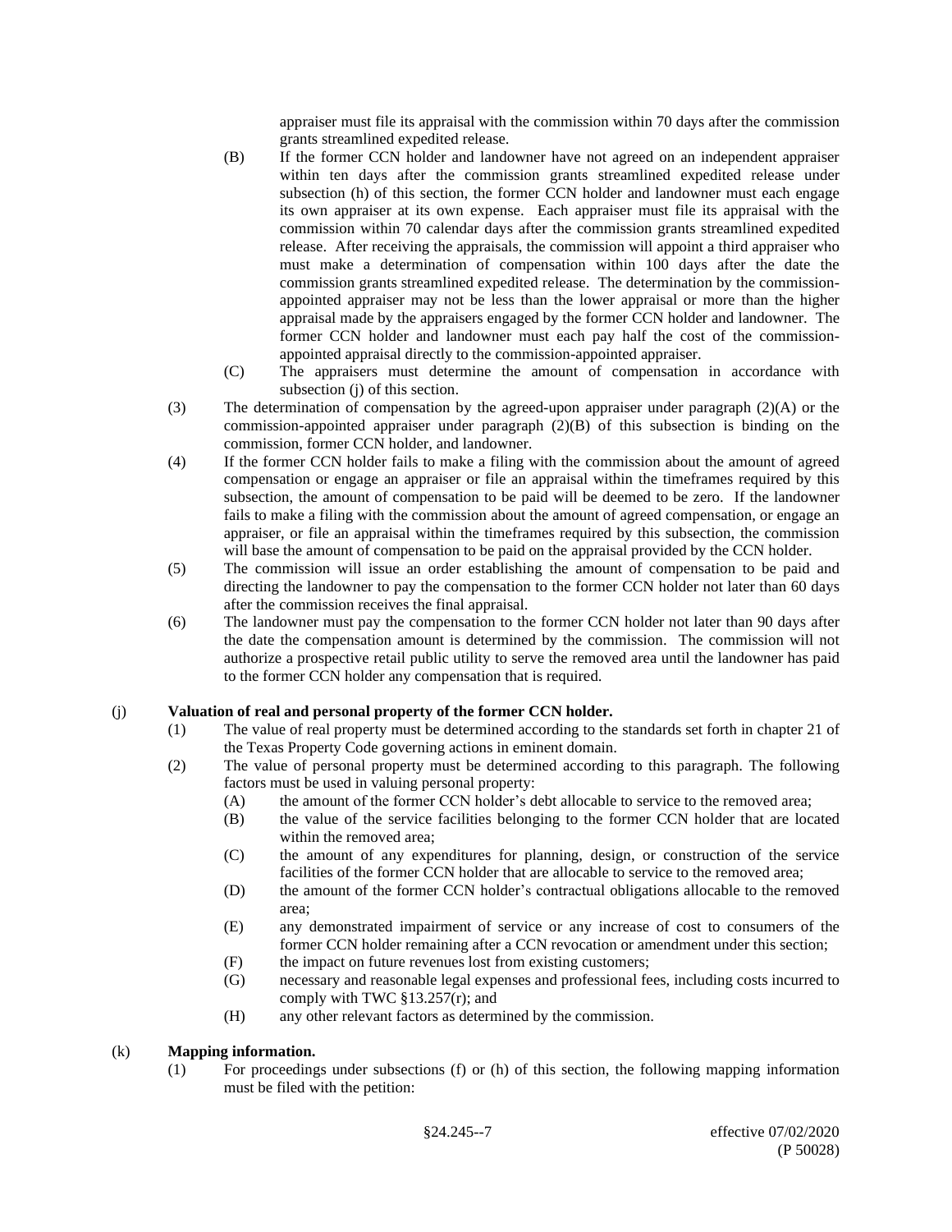appraiser must file its appraisal with the commission within 70 days after the commission grants streamlined expedited release.

- (B) If the former CCN holder and landowner have not agreed on an independent appraiser within ten days after the commission grants streamlined expedited release under subsection (h) of this section, the former CCN holder and landowner must each engage its own appraiser at its own expense. Each appraiser must file its appraisal with the commission within 70 calendar days after the commission grants streamlined expedited release. After receiving the appraisals, the commission will appoint a third appraiser who must make a determination of compensation within 100 days after the date the commission grants streamlined expedited release. The determination by the commission-appointed appraiser may not be less than the lower appraisal or more than the higher appraisal made by the appraisers engaged by the former CCN holder and landowner. The former CCN holder and landowner must each pay half the cost of the commission-appointed appraisal directly to the commission-appointed appraiser.
- (C) The appraisers must determine the amount of compensation in accordance with subsection (j) of this section.

(3) The determination of compensation by the agreed-upon appraiser under paragraph (2)(A) or the commission-appointed appraiser under paragraph (2)(B) of this subsection is binding on the commission, former CCN holder, and landowner.

(4) If the former CCN holder fails to make a filing with the commission about the amount of agreed compensation or engage an appraiser or file an appraisal within the timeframes required by this subsection, the amount of compensation to be paid will be deemed to be zero. If the landowner fails to make a filing with the commission about the amount of agreed compensation, or engage an appraiser, or file an appraisal within the timeframes required by this subsection, the commission will base the amount of compensation to be paid on the appraisal provided by the CCN holder.

(5) The commission will issue an order establishing the amount of compensation to be paid and directing the landowner to pay the compensation to the former CCN holder not later than 60 days after the commission receives the final appraisal.

(6) The landowner must pay the compensation to the former CCN holder not later than 90 days after the date the compensation amount is determined by the commission. The commission will not authorize a prospective retail public utility to serve the removed area until the landowner has paid to the former CCN holder any compensation that is required.

(j) **Valuation of real and personal property of the former CCN holder.**

(1) The value of real property must be determined according to the standards set forth in chapter 21 of the Texas Property Code governing actions in eminent domain.

(2) The value of personal property must be determined according to this paragraph. The following factors must be used in valuing personal property:

- (A) the amount of the former CCN holder's debt allocable to service to the removed area;
- (B) the value of the service facilities belonging to the former CCN holder that are located within the removed area;
- (C) the amount of any expenditures for planning, design, or construction of the service facilities of the former CCN holder that are allocable to service to the removed area;
- (D) the amount of the former CCN holder's contractual obligations allocable to the removed area;
- (E) any demonstrated impairment of service or any increase of cost to consumers of the former CCN holder remaining after a CCN revocation or amendment under this section;
- (F) the impact on future revenues lost from existing customers;
- (G) necessary and reasonable legal expenses and professional fees, including costs incurred to comply with TWC §13.257(r); and
- (H) any other relevant factors as determined by the commission.

(k) **Mapping information.**

(1) For proceedings under subsections (f) or (h) of this section, the following mapping information must be filed with the petition: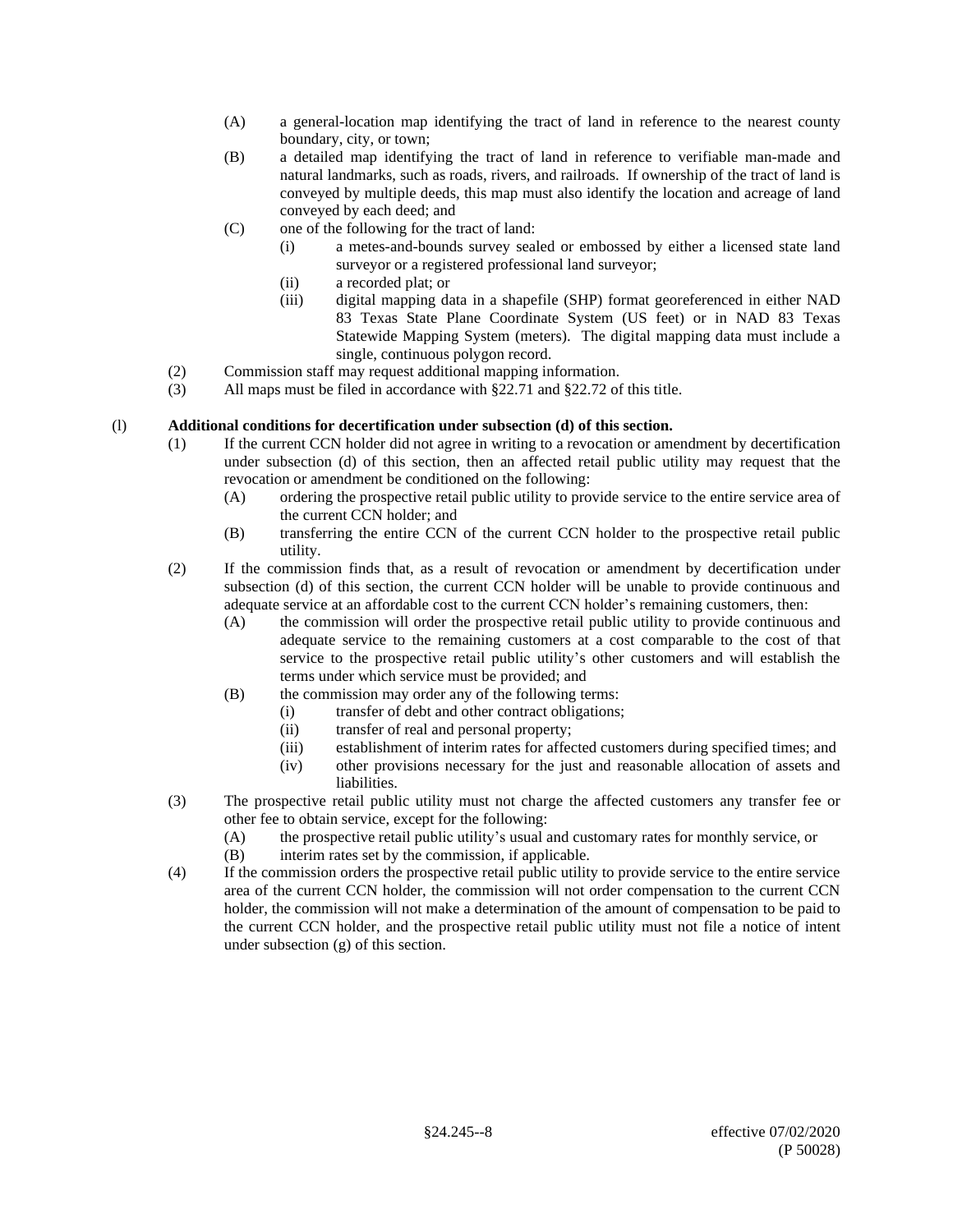(A) a general-location map identifying the tract of land in reference to the nearest county boundary, city, or town;

(B) a detailed map identifying the tract of land in reference to verifiable man-made and natural landmarks, such as roads, rivers, and railroads. If ownership of the tract of land is conveyed by multiple deeds, this map must also identify the location and acreage of land conveyed by each deed; and

(C) one of the following for the tract of land:

(i) a metes-and-bounds survey sealed or embossed by either a licensed state land surveyor or a registered professional land surveyor;

(ii) a recorded plat; or

(iii) digital mapping data in a shapefile (SHP) format georeferenced in either NAD 83 Texas State Plane Coordinate System (US feet) or in NAD 83 Texas Statewide Mapping System (meters). The digital mapping data must include a single, continuous polygon record.

(2) Commission staff may request additional mapping information.

(3) All maps must be filed in accordance with §22.71 and §22.72 of this title.

(l) **Additional conditions for decertification under subsection (d) of this section.**

(1) If the current CCN holder did not agree in writing to a revocation or amendment by decertification under subsection (d) of this section, then an affected retail public utility may request that the revocation or amendment be conditioned on the following:

(A) ordering the prospective retail public utility to provide service to the entire service area of the current CCN holder; and

(B) transferring the entire CCN of the current CCN holder to the prospective retail public utility.

(2) If the commission finds that, as a result of revocation or amendment by decertification under subsection (d) of this section, the current CCN holder will be unable to provide continuous and adequate service at an affordable cost to the current CCN holder's remaining customers, then:

(A) the commission will order the prospective retail public utility to provide continuous and adequate service to the remaining customers at a cost comparable to the cost of that service to the prospective retail public utility's other customers and will establish the terms under which service must be provided; and

(B) the commission may order any of the following terms:

(i) transfer of debt and other contract obligations;

(ii) transfer of real and personal property;

(iii) establishment of interim rates for affected customers during specified times; and

(iv) other provisions necessary for the just and reasonable allocation of assets and liabilities.

(3) The prospective retail public utility must not charge the affected customers any transfer fee or other fee to obtain service, except for the following:

(A) the prospective retail public utility's usual and customary rates for monthly service, or

(B) interim rates set by the commission, if applicable.

(4) If the commission orders the prospective retail public utility to provide service to the entire service area of the current CCN holder, the commission will not order compensation to the current CCN holder, the commission will not make a determination of the amount of compensation to be paid to the current CCN holder, and the prospective retail public utility must not file a notice of intent under subsection (g) of this section.